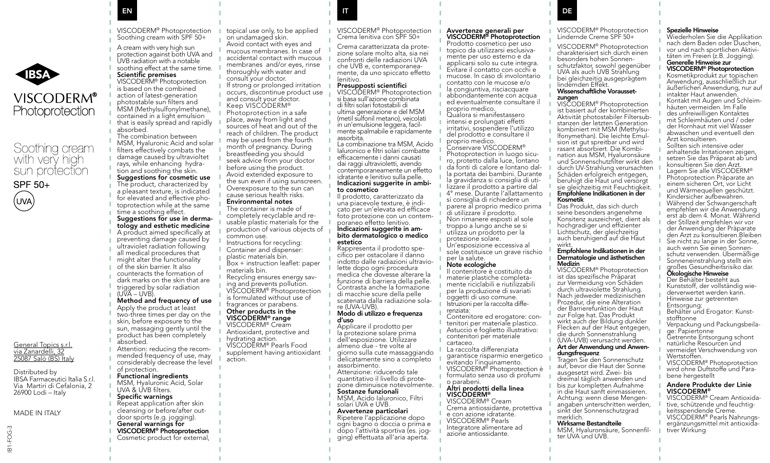VISCODERM® Photoprotection

Soothing cream with very high sun protection

SPF 50+

UVA

General Topics s.r.l.
via Zanardelli, 32
25087 Salò (BS) Italy

Distributed by
IBSA Farmaceutici Italia S.r.l.
Via Martiri di Cefalonia, 2
26900 Lodi – Italy

MADE IN ITALY

IB1-FOG-3

# EN

VISCODERM® Photoprotection
Soothing cream with SPF 50+

A cream with very high sun protection against both UVA and UVB radiation with a notable soothing effect at the same time.

**Scientific premises**
VISCODERM® Photoprotection is based on the combined action of latest-generation photostable sun filters and MSM (Methylsulfonylmethane), contained in a light emulsion that is easily spread and rapidly absorbed.
The combination between MSM, Hyaluronic Acid and solar filters effectively combats the damage caused by ultravioltet rays, while enhancing hydration and soothing the skin.

**Suggestions for cosmetic use**
The product, characterized by a pleasant texture, is indicated for elevated and effective photoprotection while at the same time a soothing effect.

**Suggestions for use in dermatology and esthetic medicine**
A product aimed specifically at preventing damage caused by ultraviolet radiation following all medical procedures that might alter the functionality of the skin barrier. It also counteracts the formation of dark marks on the skin that are triggered by solar radiation (UVA – UVB).

**Method and frequency of use**
Apply the product at least two-three times per day on the skin, before exposure to the sun, massaging gently until the product has been completely absorbed.
Attention: reducing the recommended frequency of use, may considerably decrease the level of protection.

**Functional ingredients**
MSM, Hyaluronic Acid, Solar UVA & UVB filters.

**Specific warnings**
Repeat application after skin cleansing or before/after outdoor sports (e.g. jogging).

**General warnings for VISCODERM® Photoprotection**
Cosmetic product for external, topical use only, to be applied on undamaged skin.
Avoid contact with eyes and mucous membranes. In case of accidental contact with mucous membranes and/or eyes, rinse thoroughly with water and consult your doctor.
If strong or prolonged irritation occurs, discontinue product use and consult your doctor.
Keep VISCODERM® Photoprotection in a safe place, away from light and sources of heat and out of the reach of children. The product may be used from the fourth month of pregnancy. During breastfeeding you should seek advice from your doctor before using the product.
Avoid extended exposure to the sun even if using sunscreen. Overexposure to the sun can cause serious health risks.

**Environmental notes**
The container is made of completely recyclable and reusable plastic materials for the production of various objects of common use.
Instructions for recycling:
Container and dispenser: plastic materials bin.
Box + instruction leaflet: paper materials bin.
Recycling ensures energy saving and prevents pollution.
VISCODERM® Photoprotection is formulated without use of fragrances or parabens.

**Other products in the VISCODERM® range**
VISCODERM® Cream
Antioxidant, protective and hydrating action.
VISCODERM® Pearls Food supplement having antioxidant action.

# IT

VISCODERM® Photoprotection
Crema lenitiva con SPF 50+

Crema caratterizzata da protezione solare molto alta, sia nei confronti delle radiazioni UVA che UVB e, contemporaneamente, da uno spiccato effetto lenitivo.

**Presupposti scientifici**
VISCODERM® Photoprotection si basa sull'azione combinata di filtri solari fotostabili di ultima generazione e del MSM (metil sulfonil metano), veicolati in un'emulsione leggera, facilmente spalmabile e rapidamente assorbita.
La combinazione tra MSM, Acido Ialuronico e filtri solari combatte efficacemente i danni causati dai raggi ultravioletti, avendo contemporaneamente un effetto idratante e lenitivo sulla pelle.

**Indicazioni suggerite in ambito cosmetico**
Il prodotto, caratterizzato da una piacevole texture, è indicato per un'elevata ed efficace foto protezione con un contemporaneo effetto lenitivo.

**Indicazioni suggerite in ambito dermatologico o medico estetico**
Rappresenta il prodotto specifico per ostacolare il danno indotto dalle radiazioni ultraviolette dopo ogni procedura medica che dovesse alterare la funzione di barriera della pelle. Contrasta anche la formazione di macchie scure della pelle scatenata dalla radiazione solare (UVA-UVB).

**Modo di utilizzo e frequenza d'uso**
Applicare il prodotto per la protezione solare prima dell'esposizione. Utilizzare almeno due - tre volte al giorno sulla cute massaggiando delicatamente sino a completo assorbimento.
Attenzione: riducendo tale quantitativo il livello di protezione diminuisce notevolmente.

**Sostanze funzionali**
MSM, Acido Ialuronico, Filtri solari UVA e UVB.

**Avvertenze particolari**
Ripetere l'applicazione dopo ogni bagno o doccia o prima e dopo l'attività sportiva (es. jogging) effettuata all'aria aperta.

**Avvertenze generali per VISCODERM® Photoprotection**
Prodotto cosmetico per uso topico da utilizzarsi esclusivamente per uso esterno e da applicarsi solo su cute integra. Evitare il contatto con occhi e mucose. In caso di involontario contatto con le mucose e/o la congiuntiva, risciacquare abbondantemente con acqua ed eventualmente consultare il proprio medico.
Qualora si manifestassero intensi e prolungati effetti irritativi, sospendere l'utilizzo del prodotto e consultare il proprio medico.
Conservare VISCODERM® Photoprotection in luogo sicuro, protetto dalla luce, lontano da fonti di calore e lontano dalla portata dei bambini. Durante la gravidanza si consiglia di utilizzare il prodotto a partire dal 4° mese. Durante l'allattamento si consiglia di richiedere un parere al proprio medico prima di utilizzare il prodotto.
Non rimanere esposti al sole troppo a lungo anche se si utilizza un prodotto per la protezione solare.
Un'esposizione eccessiva al sole costituisce un grave rischio per la salute.

**Note ecologiche**
Il contenitore è costituito da materie plastiche completamente riciclabili e riutilizzabili per la produzione di svariati oggetti di uso comune.
Istruzioni per la raccolta differenziata:
Contenitore ed erogatore: contenitori per materiale plastico.
Astuccio e foglietto illustrativo: contenitori per materiale cartaceo.
La raccolta differenziata garantisce risparmio energetico evitando l'inquinamento.
VISCODERM® Photoprotection è formulato senza uso di profumi o parabeni.

**Altri prodotti della linea VISCODERM®**
VISCODERM® Cream
Crema antiossidante, protettiva e con azione idratante.
VISCODERM® Pearls
Integratore alimentare ad azione antiossidante.

# DE

VISCODERM® Photoprotection
Lindernde Creme SPF 50+

VISCODERM® Photoprotection charakterisiert sich durch einen besonders hohen Sonnenschutzfaktor, sowohl gegenüber UVA als auch UVB Strahlung bei gleichzeitig ausgeprägtem lindernden Effekt.

**Wissenschaftliche Voraussetzungen**
VISCODERM® Photoprotection ist basiert auf der kombinierten Aktivität photostabiler Filtersubstanzen der letzten Generation kombiniert mit MSM (Methylsulfonymethan). Die leichte Emulsion ist gut spreitbar und wird rasant absorbiert. Die Kombination aus MSM, Hyaluronsäure und Sonnenschutzfilter wirkt den durch UV-Strahlung verursachten Schäden erfolgreich entgegen, beruhigt die Haut und versorgt sie gleichzeitig mit Feuchtigkeit.

**Empfohlene Indikationen in der Kosmetik**
Das Produkt, das sich durch seine besonders angenehme Konsitenz auszeichnet, dient als hochgradiger und effizienter Lichtschutz, der gleichzeitig auch beruhigend auf die Haut wirkt.

**Empfohlene Indikationen in der Dermatologie und ästhetischen Medizin**
VISCODERM® Photoprotection ist das spezifische Präparat zur Vermeidung von Schäden durch ultraviolette Strahlung. Nach jedweder medizinischen Prozedur, die eine Alteration der Barrierefunktion der Haut zur Folge hat. Das Produkt wirkt auch der Bildung dunkler Flecken auf der Haut entgegen, die durch Sonnenstrahlung (UVA-UVB) verursacht werden.

**Art der Anwendung und Anwendungsfrequenz**
Tragen Sie den Sonnenschutz auf, bevor die Haut der Sonne ausgesetzt wird. Zwei- bis dreimal täglich anwenden und bis zur kompletten Aufnahme in die Haut sanft einmassieren. Achtung: wenn diese Mengenangaben unterschritten werden, sinkt der Sonnenschutzgrad merklich.

**Wirksame Bestandteile**
MSM, Hyaluronsäure, Sonnenfilter UVA und UVB.

**Spezielle Hinweise**
Wiederholen Sie die Applikation nach dem Baden oder Duschen, vor und nach sportlichen Aktivitäten im Freien (z.B. Jogging).

**Generelle Hinweise zur VISCODERM® Photoprotection**
Kosmetikprodukt zur topischen Anwendung, ausschließlich zur äußerlichen Anwendung, nur auf intakter Haut anwenden. Kontakt mit Augen und Schleimhäuten vermeiden. Im Falle des unfreiwilligen Kontaktes mit Schleimhäuten und / oder der Hornhaut mit viel Wasser abwaschen und eventuell den Arzt konsultieren.
Sollten sich intensive oder anhaltende Irritationen zeigen, setzen Sie das Präparat ab und konsultieren Sie den Arzt.
Lagern Sie alle VISCODERM® Photoprotection Präparate an einem sicheren Ort, vor Licht und Wärmequellen geschützt. Kindersicher aufbewahren.
Während der Schwangerschaft empfehlen wir die Anwendung erst ab dem 4. Monat. Während der Stillzeit empfehlen wir vor der Anwendung der Präparate den Arzt zu konsultieren.Bleiben Sie nicht zu lange in der Sonne, auch wenn Sie einen Sonnenschutz verwenden. Übermäßige Sonneneinstrahlung stellt ein großes Gesundheitsrisiko dar.

**Ökologische Hinweise**
Der Behälter besteht aus Kunststoff, der vollständig wiederverwertet werden kann.
Hinweise zur getrennten Entsorgung:
Behälter und Erogator: Kunststofftonne
Verpackung und Packungsbeilage: Papiertonne
Getrennte Entsorgung schont natürliche Resourcen und vermeidet Verschwendung von Wertstoffen.
VISCODERM® Photoprotection wird ohne Duftstoffe und Parabene hergestellt

**Andere Produkte der Linie VISCODERM®**
VISCODERM® Cream Antioxidative, schützende und feuchtigkeitsspendende Creme.
VISCODERM® Pearls Nahrungsergänzungsmittel mit antioxidativer Wirkung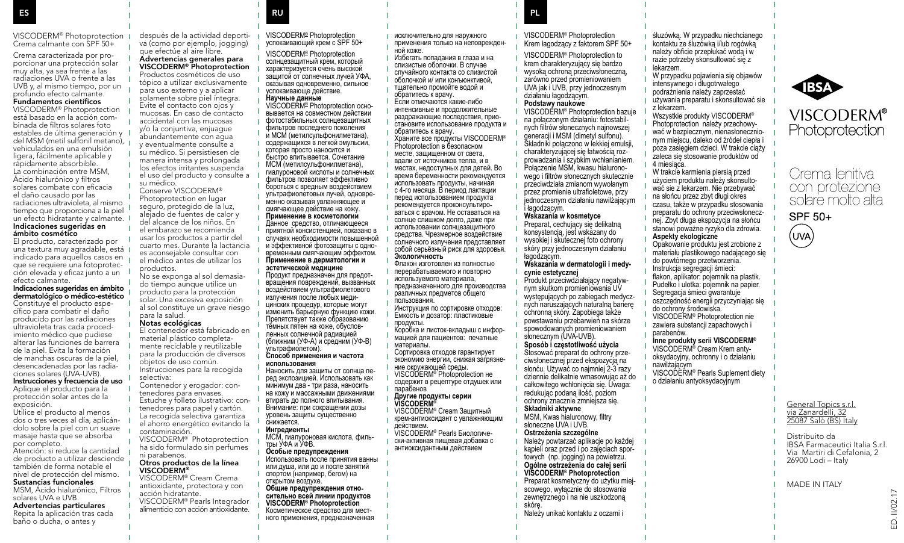ES

VISCODERM® Photoprotection
Crema calmante con SPF 50+

Crema caracterizada por proporcionar una protección solar muy alta, ya sea frente a las radiaciones UVA o frente a las UVB y, al mismo tiempo, por un profundo efecto calmante.

**Fundamentos científicos**

VISCODERM® Photoprotection está basado en la acción combinada de filtros solares foto estables de última generación y del MSM (metil sulfonil metano), vehiculados en una emulsión ligera, fácilmente aplicable y rápidamente absorbible.
La combinación entre MSM, Ácido hialurónico y filtros solares combate con eficacia el daño causado por las radiaciones ultravioleta, al mismo tiempo que proporciona a la piel un efecto hidratante y calmante.

**Indicaciones sugeridas en ámbito cosmético**

El producto, caracterizado por una textura muy agradable, está indicado para aquellos casos en que se requiere una fotoprotección elevada y eficaz junto a un efecto calmante.

**Indicaciones sugeridas en ámbito dermatológico o médico-estético**

Constituye el producto específico para combatir el daño producido por las radiaciones ultravioleta tras cada procedimiento médico que pudiese alterar las funciones de barrera de la piel. Evita la formación de manchas oscuras de la piel, desencadenadas por las radiaciones solares (UVA-UVB).

**Instrucciones y frecuencia de uso**

Aplique el producto para la protección solar antes de la exposición.
Utilice el producto al menos dos o tres veces al día, aplicándolo sobre la piel con un suave masaje hasta que se absorba por completo.
Atención: si reduce la cantidad de producto a utilizar desciende también de forma notable el nivel de protección del mismo.

**Sustancias funcionales**

MSM, Ácido hialurónico, Filtros solares UVA e UVB.

**Advertencias particulares**

Repita la aplicación tras cada baño o ducha, o antes y después de la actividad deportiva (como por ejemplo, jogging) que efectúe al aire libre.

**Advertencias generales para VISCODERM® Photoprotection**

Productos cosméticos de uso tópico a utilizar exclusivamente para uso externo y a aplicar solamente sobre piel íntegra.
Evite el contacto con ojos y mucosas. En caso de contacto accidental con las mucosas y/o la conjuntiva, enjuague abundantemente con agua y eventualmente consulte a su médico. Si persistiesen de manera intensa y prolongada los efectos irritantes suspenda el uso del producto y consulte a su médico.
Conserve VISCODERM® Photoprotection en lugar seguro, protegido de la luz, alejado de fuentes de calor y del alcance de los niños. En el embarazo se recomienda usar los productos a partir del cuarto mes. Durante la lactancia es aconsejable consultar con el médico antes de utilizar los productos.
No se exponga al sol demasiado tiempo aunque utilice un producto para la protección solar. Una excesiva exposición al sol constituye un grave riesgo para la salud.

**Notas ecológicas**

El contenedor está fabricado en material plástico completamente reciclable y reutilizable para la producción de diversos objetos de uso común.
Instrucciones para la recogida selectiva:
Contenedor y erogador: contenedores para envases.
Estuche y folleto ilustrativo: contenedores para papel y cartón.
La recogida selectiva garantiza el ahorro energético evitando la contaminación.
VISCODERM® Photoprotection ha sido formulado sin perfumes ni parabenos.

**Otros productos de la línea VISCODERM®**

VISCODERM® Cream Crema antioxidante, protectora y con acción hidratante.
VISCODERM® Pearls Integrador alimenticio con acción antioxidante.

RU

VISCODERM® Photoprotection
успокаивающий крем с SPF 50+

VISCODERM® Photoprotection солнцезащитный крем, который характеризуется очень высокой защитой от солнечных лучей УФА, оказывая одновременно, сильное успокаивающее действие.

**Научные данные**

VISCODERM® Photoprotection основывается на совместном действии фотостабильных солнцезащитных фильтров последнего поколения и МСМ (метилсульфонилметана), содержащихся в легкой эмульсии, которая просто наносится и быстро впитывается. Сочетание МСМ (метилсульфонилметана), гиалуроновой кислоты и солнечных фильтров позволяет эффективно бороться с вредным воздействием ультрафиолетовых лучей, одновременно оказывая увлажняющее и смягчающее действие на кожу.

**Применение в косметологии**

Данное средство, отличающееся приятной консистенцией, показано в случаях необходимости повышенной и эффективной фотозащиты с одновременным смягчающим эффектом.

**Применение в дерматологии и эстетической медицине**

Продукт предназначен для предотвращения повреждений, вызванных воздействием ультрафиолетового излучения после любых медицинских процедур, которые могут изменить барьерную функцию кожи. Препятствует также образованию тёмных пятен на коже, обусловленных солнечной радиацией (ближним (УФ-А) и средним (УФ-В) ультрафиолетом).

**Способ применения и частота использования**

Наносить для защиты от солнца перед экспозицией. Использовать как минимум два - три раза, наносить на кожу и массажными движениями втирать до полного впитывания.
Внимание: при сокращении дозы уровень защиты существенно снижается.

**Ингредиенты**

МСМ, гиалуроновая кислота, фильтры УФА и УФВ.

**Особые предупреждения**

Использовать после принятия ванны или душа, или до и после занятий спортом (например, бегом) на открытом воздухе.

**Общие предупреждения относительно всей линии продуктов VISCODERM® Photoprotection**

Косметическое средство для местного применения, предназначенная исключительно для наружного применения только на неповрежденной коже.
Избегать попадания в глаза и на слизистые оболочки. В случае случайного контакта со слизистой оболочкой и/ или конъюнктивой, тщательно промойте водой и обратитесь к врачу.
Если отмечаются какие-либо интенсивные и продолжительные раздражающие последствия, приостановите использование продукта и обратитесь к врачу.
Храните все продукты VISCODERM® Photoprotection в безопасном месте, защищенном от света, вдали от источников тепла, и в местах, недоступных для детей. Во время беременности рекомендуется использовать продукты, начиная с 4-го месяца. В период лактации перед использованием продукта рекомендуется проконсультироваться с врачом. Не оставаться на солнце слишком долго, даже при использовании солнцезащитного средства. Чрезмерное воздействие солнечного излучения представляет собой серьёзный риск для здоровья.

**Экологичность**

Флакон изготовлен из полностью перерабатываемого и повторно используемого материала, предназначенного для производства различных предметов общего пользования.
Инструкция по сортировке отходов:
Емкость и дозатор: пластиковые продукты.
Коробка и листок-вкладыш с информацией для пациентов: печатные материалы.
Сортировка отходов гарантирует экономию энергии, снижая загрязнение окружающей среды.
VISCODERM® Photoprotection не содержит в рецептуре отдушек или парабенов

**Другие продукты серии VISCODERM®**

VISCODERM® Cream Защитный крем-антиоксидант с увлажняющим действием.
VISCODERM® Pearls Биологически-активная пищевая добавка с антиоксидантным действием

PL

VISCODERM® Photoprotection
Krem łagodzący z faktorem SPF 50+

VISCODERM® Photoprotection to krem charakteryzujący się bardzo wysoką ochroną przeciwsłoneczną, zarówno przed promieniowaniem UVA jak i UVB, przy jednoczesnym działaniu łagodzącym.

**Podstawy naukowe**

VISCODERM® Photoprotection bazuje na połączonym działaniu: fotostabilnych filtrów słonecznych najnowszej generacji i MSM (dimetyl sulfonu). Składniki połączono w lekkiej emulsji, charakteryzującej się łatwością rozprowadzania i szybkim wchłanianiem. Połączenie MSM, kwasu hialuronowego i filtrów słonecznych skutecznie przeciwdziała zmianom wywołanym przez promienie ultrafioletowe, przy jednoczesnym działaniu nawilżającym i łagodzącym.

**Wskazania w kosmetyce**

Preparat, cechujący się delikatną konsystencją, jest wskazany do wysokiej i skutecznej foto ochrony skóry przy jednoczesnym działaniu łagodzącym.

**Wskazania w dermatologii i medycynie estetycznej**

Produkt przeciwdziałający negatywnym skutkom promieniowania UV występujących po zabiegach medycznych naruszających naturalną barierę ochronną skóry. Zapobiega także powstawaniu przebarwień na skórze spowodowanych promieniowaniem słonecznym (UVA-UVB).

**Sposób i częstotliwość użycia**

Stosować preparat do ochrony przeciwsłonecznej przed ekspozycją na słońcu. Używać co najmniej 2-3 razy dziennie delikatnie wmasowując aż do całkowitego wchłonięcia się. Uwaga: redukując podaną ilość, poziom ochrony znacznie zmniejsza się.

**Składniki aktywne**

MSM, Kwas hialuronowy, filtry słoneczne UVA i UVB.

**Ostrzeżenia szczególne**

Należy powtarzać aplikacje po każdej kąpieli oraz przed i po zajęciach sportowych (np. jogging) na powietrzu.

**Ogólne ostrzeżenia do całej serii VISCODERM® Photoprotection**

Preparat kosmetyczny do użytku miejscowego, wyłącznie do stosowania zewnętrznego i na nie uszkodzoną skórę.
Należy unikać kontaktu z oczami i śluzówką. W przypadku niechcianego kontaktu ze śluzówką i/lub rogówką należy obficie przepłukać wodą i w razie potrzeby skonsultować się z lekarzem.
W przypadku pojawienia się objawów intensywnego i długotrwałego podrażnienia należy zaprzestać używania preparatu i skonsultować sie z lekarzem.
Wszystkie produkty VISCODERM® Photoprotection należy przechowywać w bezpiecznym, nienasłonecznionym miejscu, daleko od źródeł ciepła i poza zasięgiem dzieci. W trakcie ciąży zaleca się stosowanie produktów od 4 miesiąca.
W trakcie karmienia piersią przed użyciem produktu należy skonsultować się z lekarzem. Nie przebywać na słońcu przez zbyt długi okres czasu, także w przypadku stosowania preparatu do ochrony przeciwsłonecznej. Zbyt długa ekspozycja na słońcu stanowi poważne ryzyko dla zdrowia.

**Aspekty ekologiczne**

Opakowanie produktu jest zrobione z materiału plastikowego nadającego się do powtórnego przetworzenia.
Instrukcja segregacji śmieci:
flakon, aplikator: pojemnik na plastik.
Pudełko i ulotka: pojemnik na papier.
Segregacja śmieci gwarantuje oszczędność energii przyczyniając się do ochrony środowiska.
VISCODERM® Photoprotection nie zawiera substancji zapachowych i parabenów.

**Inne produkty serii VISCODERM®**

VISCODERM® Cream Krem antyoksydacyjny, ochronny i o działaniu nawilżającym
VISCODERM® Pearls Suplement diety o działaniu antyoksydacyjnym

IBSA

VISCODERM®
Photoprotection

Crema lenitiva con protezione solare molto alta
SPF 50+
UVA

General Topics s.r.l.
via Zanardelli, 32
25087 Salò (BS) Italy

Distribuito da
IBSA Farmaceutici Italia S.r.l.
Via Martiri di Cefalonia, 2
26900 Lodi – Italy

MADE IN ITALY

ED. II/02.17